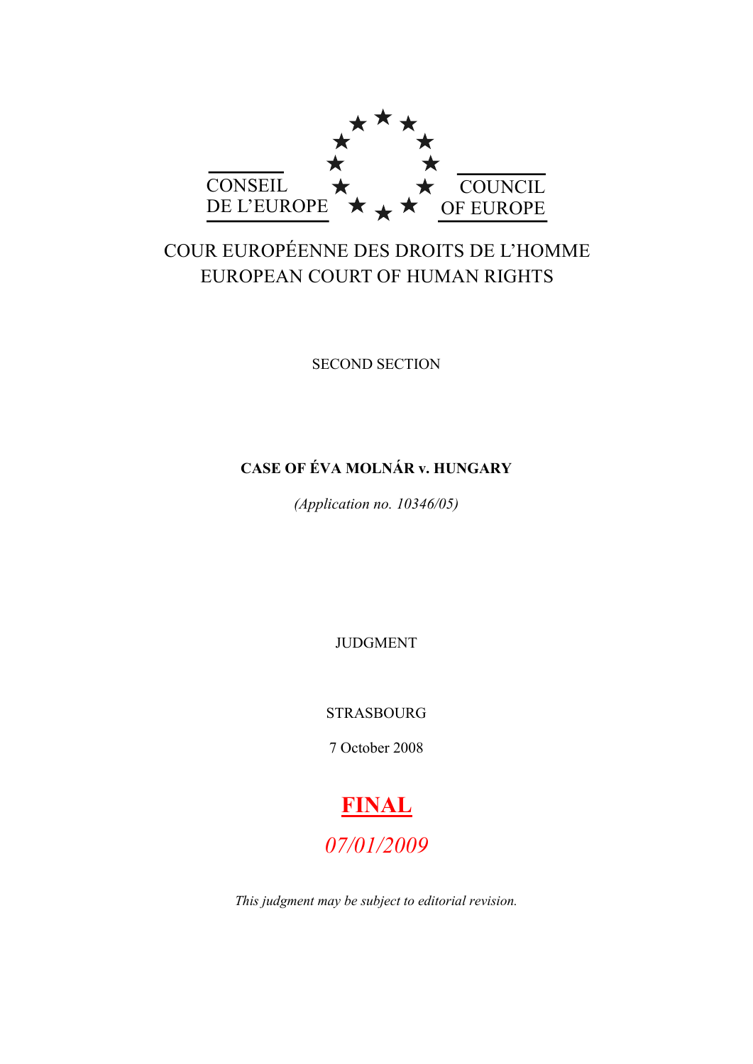CONSEIL DE L'EUROPE

COUNCIL OF EUROPE

COUR EUROPÉENNE DES DROITS DE L'HOMME
EUROPEAN COURT OF HUMAN RIGHTS

SECOND SECTION

**CASE OF ÉVA MOLNÁR v. HUNGARY**

*(Application no. 10346/05)*

JUDGMENT

STRASBOURG

7 October 2008

**FINAL**

*07/01/2009*

*This judgment may be subject to editorial revision.*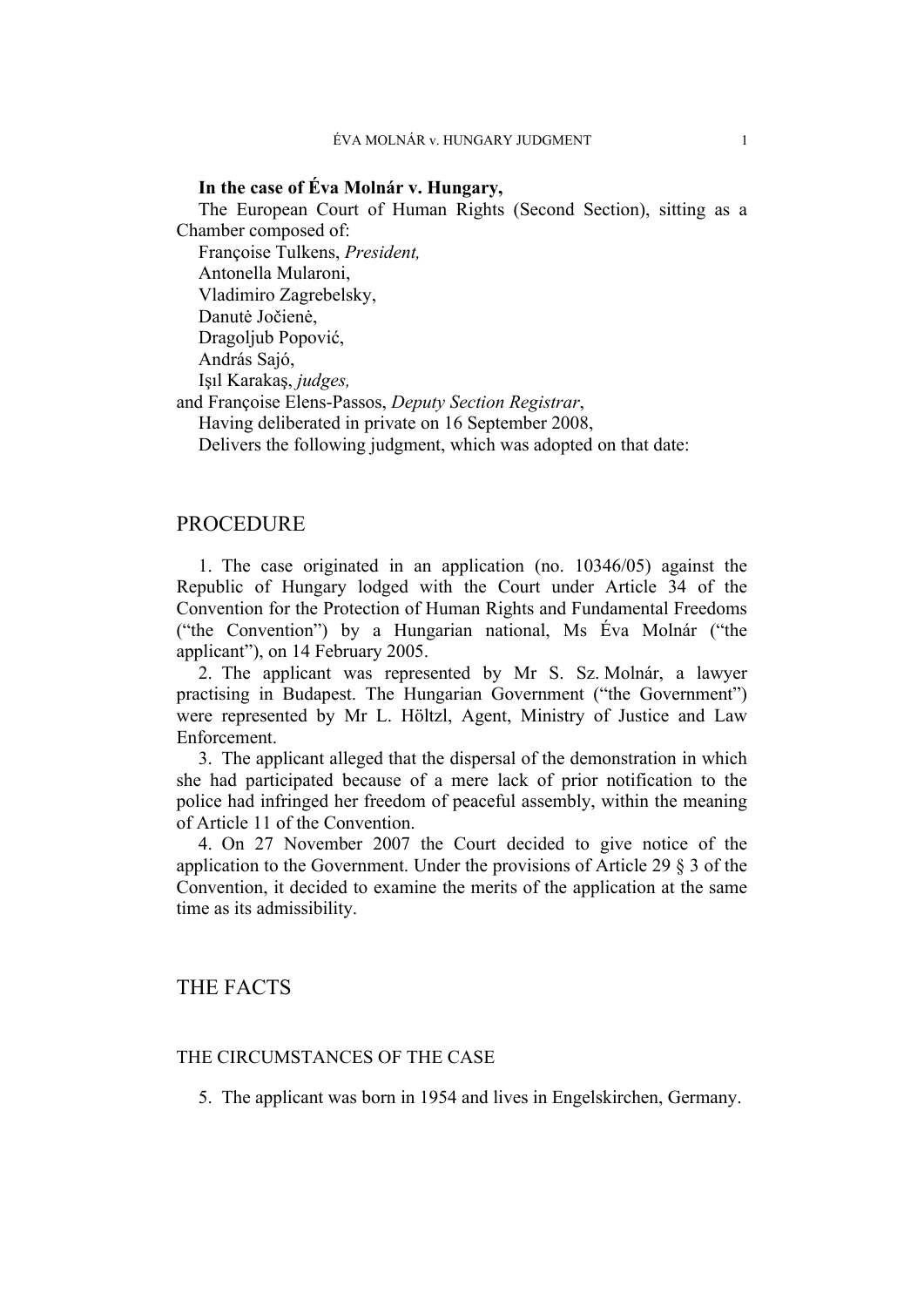**In the case of Éva Molnár v. Hungary,**

The European Court of Human Rights (Second Section), sitting as a Chamber composed of:

Françoise Tulkens, *President,*
Antonella Mularoni,
Vladimiro Zagrebelsky,
Danutė Jočienė,
Dragoljub Popović,
András Sajó,
Işıl Karakaş, *judges,*
and Françoise Elens-Passos, *Deputy Section Registrar*,

Having deliberated in private on 16 September 2008,

Delivers the following judgment, which was adopted on that date:

# PROCEDURE

1. The case originated in an application (no. 10346/05) against the Republic of Hungary lodged with the Court under Article 34 of the Convention for the Protection of Human Rights and Fundamental Freedoms ("the Convention") by a Hungarian national, Ms Éva Molnár ("the applicant"), on 14 February 2005.

2. The applicant was represented by Mr S. Sz. Molnár, a lawyer practising in Budapest. The Hungarian Government ("the Government") were represented by Mr L. Höltzl, Agent, Ministry of Justice and Law Enforcement.

3. The applicant alleged that the dispersal of the demonstration in which she had participated because of a mere lack of prior notification to the police had infringed her freedom of peaceful assembly, within the meaning of Article 11 of the Convention.

4. On 27 November 2007 the Court decided to give notice of the application to the Government. Under the provisions of Article 29 § 3 of the Convention, it decided to examine the merits of the application at the same time as its admissibility.

# THE FACTS

## THE CIRCUMSTANCES OF THE CASE

5. The applicant was born in 1954 and lives in Engelskirchen, Germany.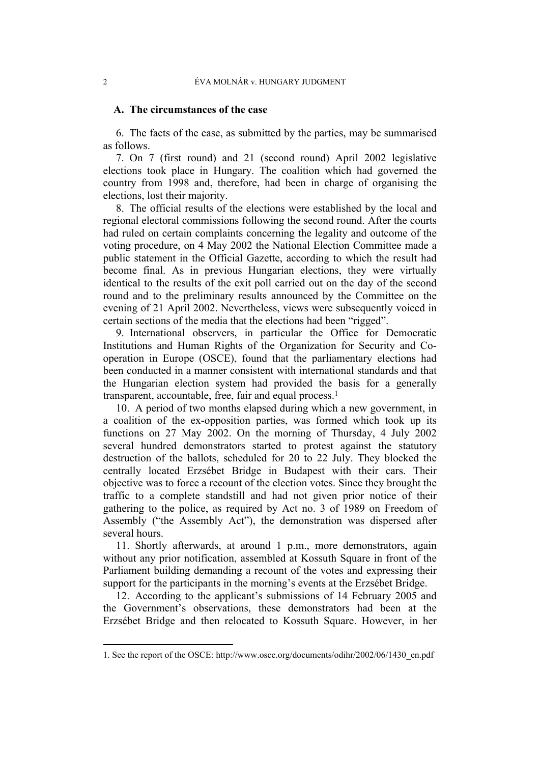## A. The circumstances of the case

6. The facts of the case, as submitted by the parties, may be summarised as follows.

7. On 7 (first round) and 21 (second round) April 2002 legislative elections took place in Hungary. The coalition which had governed the country from 1998 and, therefore, had been in charge of organising the elections, lost their majority.

8. The official results of the elections were established by the local and regional electoral commissions following the second round. After the courts had ruled on certain complaints concerning the legality and outcome of the voting procedure, on 4 May 2002 the National Election Committee made a public statement in the Official Gazette, according to which the result had become final. As in previous Hungarian elections, they were virtually identical to the results of the exit poll carried out on the day of the second round and to the preliminary results announced by the Committee on the evening of 21 April 2002. Nevertheless, views were subsequently voiced in certain sections of the media that the elections had been "rigged".

9. International observers, in particular the Office for Democratic Institutions and Human Rights of the Organization for Security and Co-operation in Europe (OSCE), found that the parliamentary elections had been conducted in a manner consistent with international standards and that the Hungarian election system had provided the basis for a generally transparent, accountable, free, fair and equal process.[1]

10. A period of two months elapsed during which a new government, in a coalition of the ex-opposition parties, was formed which took up its functions on 27 May 2002. On the morning of Thursday, 4 July 2002 several hundred demonstrators started to protest against the statutory destruction of the ballots, scheduled for 20 to 22 July. They blocked the centrally located Erzsébet Bridge in Budapest with their cars. Their objective was to force a recount of the election votes. Since they brought the traffic to a complete standstill and had not given prior notice of their gathering to the police, as required by Act no. 3 of 1989 on Freedom of Assembly ("the Assembly Act"), the demonstration was dispersed after several hours.

11. Shortly afterwards, at around 1 p.m., more demonstrators, again without any prior notification, assembled at Kossuth Square in front of the Parliament building demanding a recount of the votes and expressing their support for the participants in the morning's events at the Erzsébet Bridge.

12. According to the applicant's submissions of 14 February 2005 and the Government's observations, these demonstrators had been at the Erzsébet Bridge and then relocated to Kossuth Square. However, in her

---

1. See the report of the OSCE: http://www.osce.org/documents/odihr/2002/06/1430_en.pdf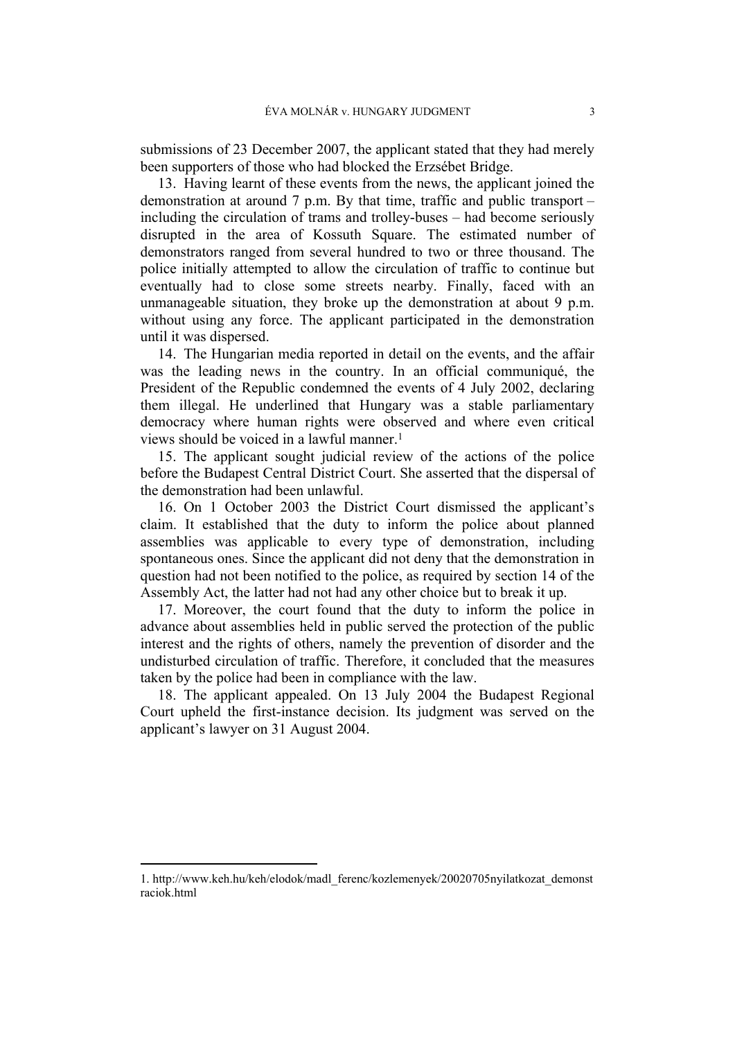submissions of 23 December 2007, the applicant stated that they had merely been supporters of those who had blocked the Erzsébet Bridge.

13. Having learnt of these events from the news, the applicant joined the demonstration at around 7 p.m. By that time, traffic and public transport – including the circulation of trams and trolley-buses – had become seriously disrupted in the area of Kossuth Square. The estimated number of demonstrators ranged from several hundred to two or three thousand. The police initially attempted to allow the circulation of traffic to continue but eventually had to close some streets nearby. Finally, faced with an unmanageable situation, they broke up the demonstration at about 9 p.m. without using any force. The applicant participated in the demonstration until it was dispersed.

14. The Hungarian media reported in detail on the events, and the affair was the leading news in the country. In an official communiqué, the President of the Republic condemned the events of 4 July 2002, declaring them illegal. He underlined that Hungary was a stable parliamentary democracy where human rights were observed and where even critical views should be voiced in a lawful manner.[1]

15. The applicant sought judicial review of the actions of the police before the Budapest Central District Court. She asserted that the dispersal of the demonstration had been unlawful.

16. On 1 October 2003 the District Court dismissed the applicant's claim. It established that the duty to inform the police about planned assemblies was applicable to every type of demonstration, including spontaneous ones. Since the applicant did not deny that the demonstration in question had not been notified to the police, as required by section 14 of the Assembly Act, the latter had not had any other choice but to break it up.

17. Moreover, the court found that the duty to inform the police in advance about assemblies held in public served the protection of the public interest and the rights of others, namely the prevention of disorder and the undisturbed circulation of traffic. Therefore, it concluded that the measures taken by the police had been in compliance with the law.

18. The applicant appealed. On 13 July 2004 the Budapest Regional Court upheld the first-instance decision. Its judgment was served on the applicant's lawyer on 31 August 2004.

---

1. http://www.keh.hu/keh/elodok/madl_ferenc/kozlemenyek/20020705nyilatkozat_demonstraciok.html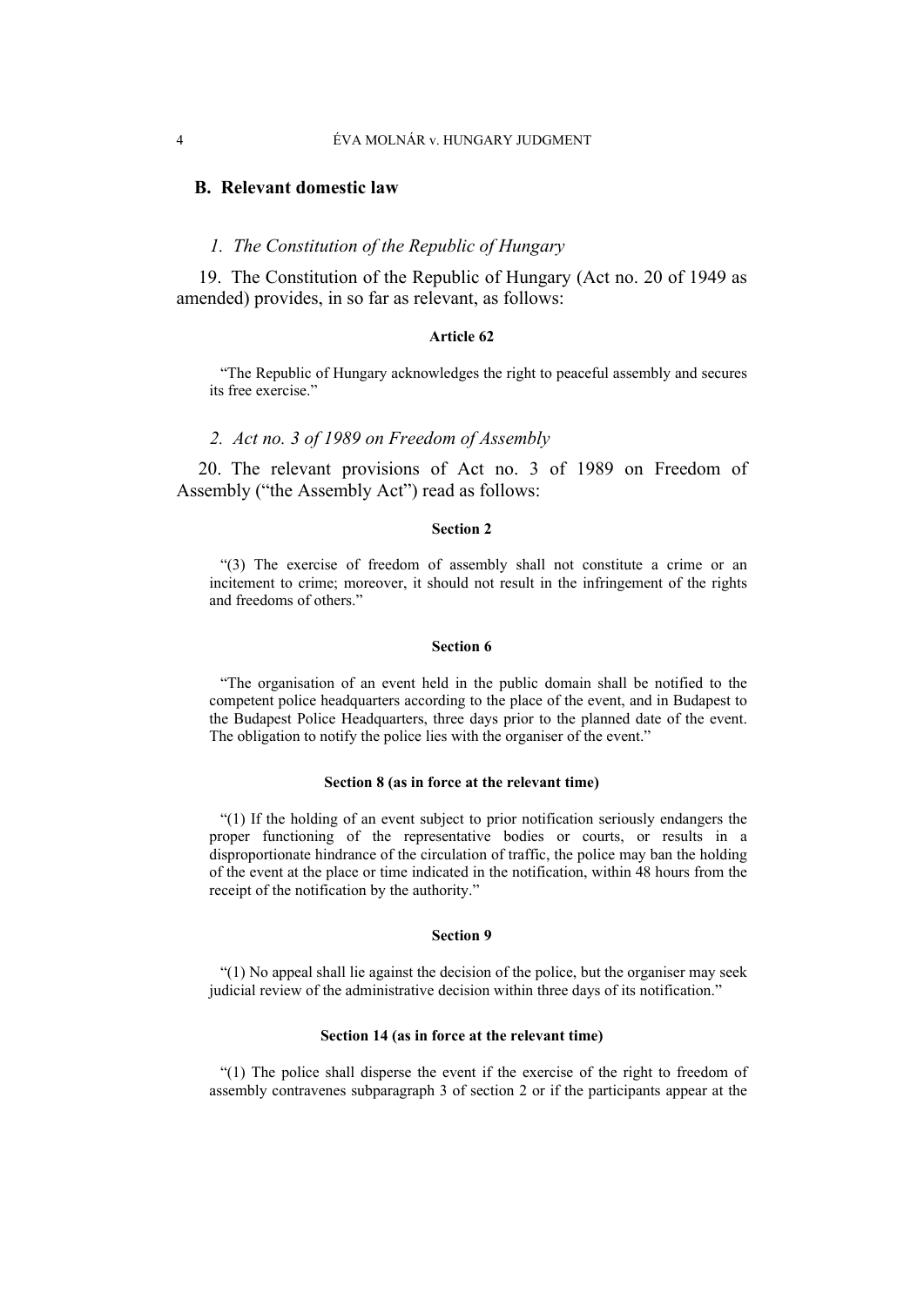## B. Relevant domestic law

### *1. The Constitution of the Republic of Hungary*

19. The Constitution of the Republic of Hungary (Act no. 20 of 1949 as amended) provides, in so far as relevant, as follows:

**Article 62**

> "The Republic of Hungary acknowledges the right to peaceful assembly and secures its free exercise."

### *2. Act no. 3 of 1989 on Freedom of Assembly*

20. The relevant provisions of Act no. 3 of 1989 on Freedom of Assembly ("the Assembly Act") read as follows:

**Section 2**

> "(3) The exercise of freedom of assembly shall not constitute a crime or an incitement to crime; moreover, it should not result in the infringement of the rights and freedoms of others."

**Section 6**

> "The organisation of an event held in the public domain shall be notified to the competent police headquarters according to the place of the event, and in Budapest to the Budapest Police Headquarters, three days prior to the planned date of the event. The obligation to notify the police lies with the organiser of the event."

**Section 8 (as in force at the relevant time)**

> "(1) If the holding of an event subject to prior notification seriously endangers the proper functioning of the representative bodies or courts, or results in a disproportionate hindrance of the circulation of traffic, the police may ban the holding of the event at the place or time indicated in the notification, within 48 hours from the receipt of the notification by the authority."

**Section 9**

> "(1) No appeal shall lie against the decision of the police, but the organiser may seek judicial review of the administrative decision within three days of its notification."

**Section 14 (as in force at the relevant time)**

> "(1) The police shall disperse the event if the exercise of the right to freedom of assembly contravenes subparagraph 3 of section 2 or if the participants appear at the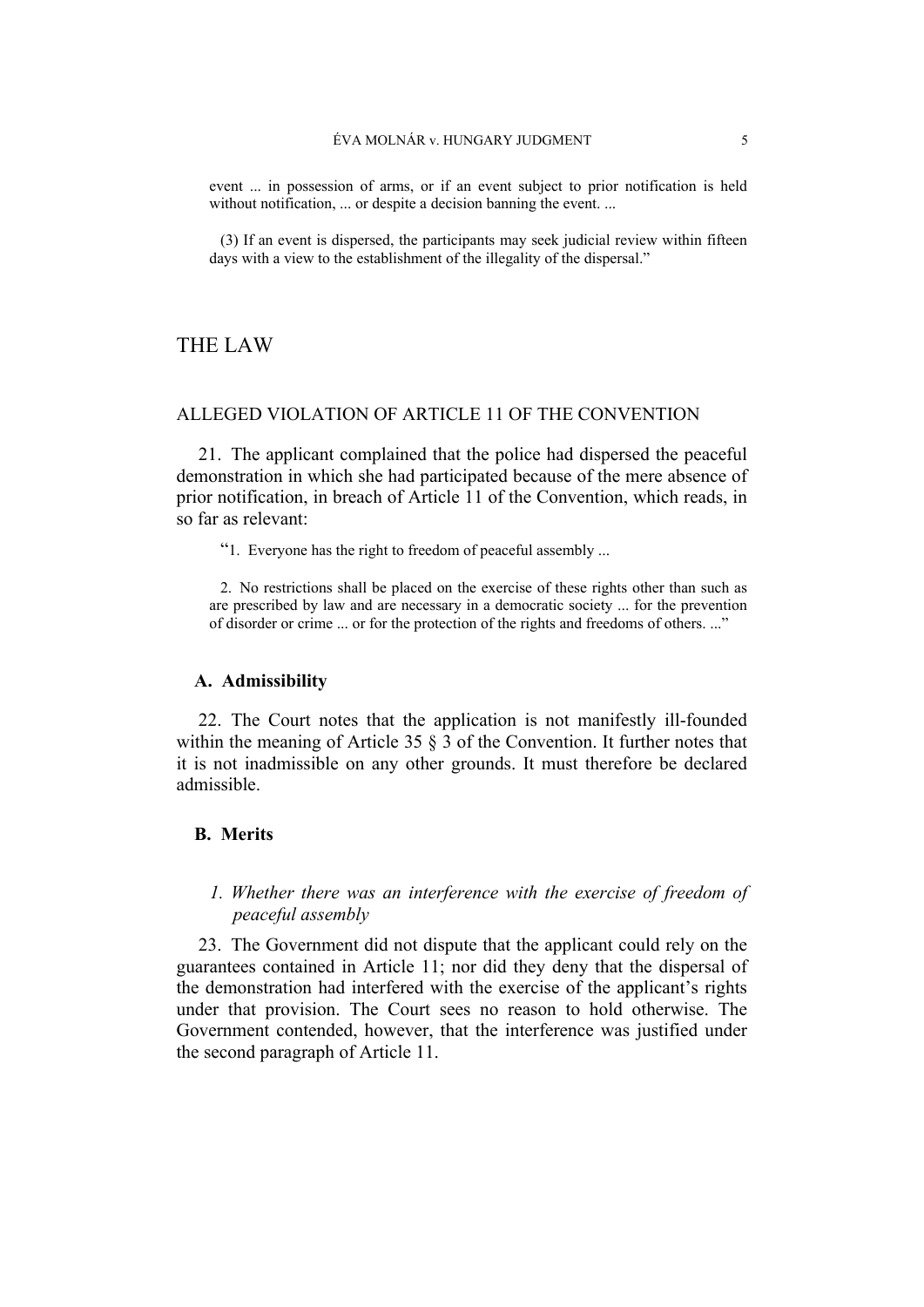event ... in possession of arms, or if an event subject to prior notification is held without notification, ... or despite a decision banning the event. ...

(3) If an event is dispersed, the participants may seek judicial review within fifteen days with a view to the establishment of the illegality of the dispersal."

# THE LAW

## ALLEGED VIOLATION OF ARTICLE 11 OF THE CONVENTION

21. The applicant complained that the police had dispersed the peaceful demonstration in which she had participated because of the mere absence of prior notification, in breach of Article 11 of the Convention, which reads, in so far as relevant:

> "1. Everyone has the right to freedom of peaceful assembly ...
>
> 2. No restrictions shall be placed on the exercise of these rights other than such as are prescribed by law and are necessary in a democratic society ... for the prevention of disorder or crime ... or for the protection of the rights and freedoms of others. ..."

### A. Admissibility

22. The Court notes that the application is not manifestly ill-founded within the meaning of Article 35 § 3 of the Convention. It further notes that it is not inadmissible on any other grounds. It must therefore be declared admissible.

### B. Merits

#### *1. Whether there was an interference with the exercise of freedom of peaceful assembly*

23. The Government did not dispute that the applicant could rely on the guarantees contained in Article 11; nor did they deny that the dispersal of the demonstration had interfered with the exercise of the applicant's rights under that provision. The Court sees no reason to hold otherwise. The Government contended, however, that the interference was justified under the second paragraph of Article 11.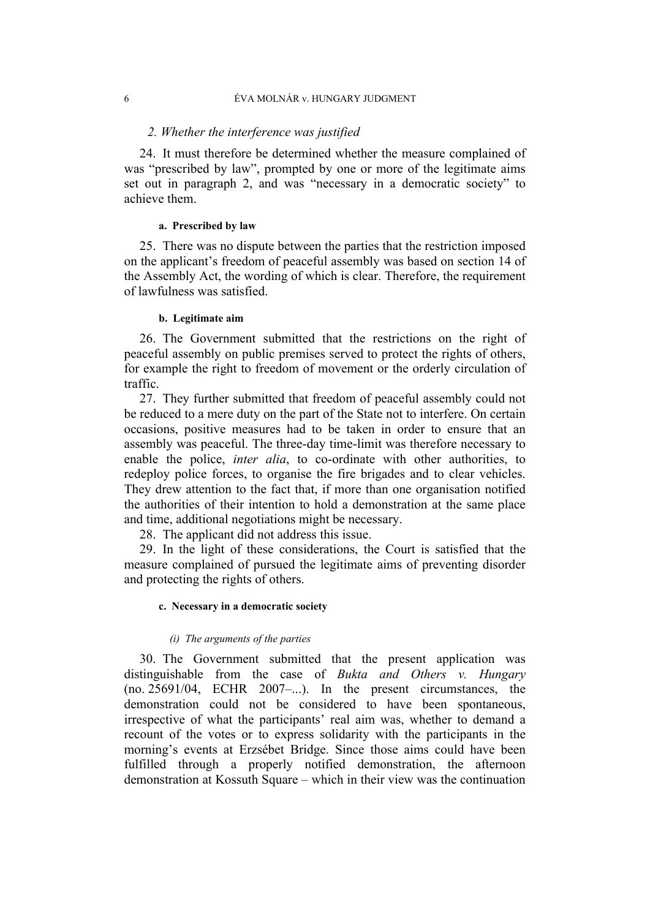### *2. Whether the interference was justified*

24. It must therefore be determined whether the measure complained of was "prescribed by law", prompted by one or more of the legitimate aims set out in paragraph 2, and was "necessary in a democratic society" to achieve them.

#### a. Prescribed by law

25. There was no dispute between the parties that the restriction imposed on the applicant's freedom of peaceful assembly was based on section 14 of the Assembly Act, the wording of which is clear. Therefore, the requirement of lawfulness was satisfied.

#### b. Legitimate aim

26. The Government submitted that the restrictions on the right of peaceful assembly on public premises served to protect the rights of others, for example the right to freedom of movement or the orderly circulation of traffic.

27. They further submitted that freedom of peaceful assembly could not be reduced to a mere duty on the part of the State not to interfere. On certain occasions, positive measures had to be taken in order to ensure that an assembly was peaceful. The three-day time-limit was therefore necessary to enable the police, *inter alia*, to co-ordinate with other authorities, to redeploy police forces, to organise the fire brigades and to clear vehicles. They drew attention to the fact that, if more than one organisation notified the authorities of their intention to hold a demonstration at the same place and time, additional negotiations might be necessary.

28. The applicant did not address this issue.

29. In the light of these considerations, the Court is satisfied that the measure complained of pursued the legitimate aims of preventing disorder and protecting the rights of others.

#### c. Necessary in a democratic society

##### *(i) The arguments of the parties*

30. The Government submitted that the present application was distinguishable from the case of *Bukta and Others v. Hungary* (no. 25691/04, ECHR 2007–...). In the present circumstances, the demonstration could not be considered to have been spontaneous, irrespective of what the participants' real aim was, whether to demand a recount of the votes or to express solidarity with the participants in the morning's events at Erzsébet Bridge. Since those aims could have been fulfilled through a properly notified demonstration, the afternoon demonstration at Kossuth Square – which in their view was the continuation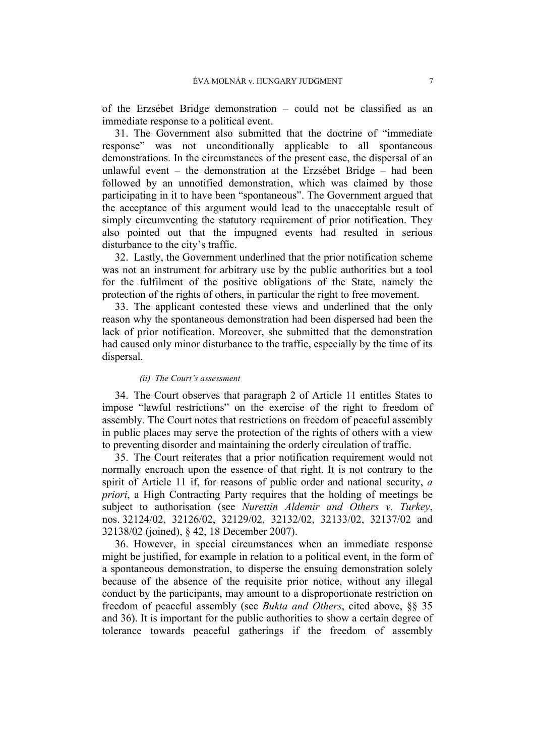of the Erzsébet Bridge demonstration – could not be classified as an immediate response to a political event.

31. The Government also submitted that the doctrine of "immediate response" was not unconditionally applicable to all spontaneous demonstrations. In the circumstances of the present case, the dispersal of an unlawful event – the demonstration at the Erzsébet Bridge – had been followed by an unnotified demonstration, which was claimed by those participating in it to have been "spontaneous". The Government argued that the acceptance of this argument would lead to the unacceptable result of simply circumventing the statutory requirement of prior notification. They also pointed out that the impugned events had resulted in serious disturbance to the city's traffic.

32. Lastly, the Government underlined that the prior notification scheme was not an instrument for arbitrary use by the public authorities but a tool for the fulfilment of the positive obligations of the State, namely the protection of the rights of others, in particular the right to free movement.

33. The applicant contested these views and underlined that the only reason why the spontaneous demonstration had been dispersed had been the lack of prior notification. Moreover, she submitted that the demonstration had caused only minor disturbance to the traffic, especially by the time of its dispersal.

*(ii) The Court's assessment*

34. The Court observes that paragraph 2 of Article 11 entitles States to impose "lawful restrictions" on the exercise of the right to freedom of assembly. The Court notes that restrictions on freedom of peaceful assembly in public places may serve the protection of the rights of others with a view to preventing disorder and maintaining the orderly circulation of traffic.

35. The Court reiterates that a prior notification requirement would not normally encroach upon the essence of that right. It is not contrary to the spirit of Article 11 if, for reasons of public order and national security, *a priori*, a High Contracting Party requires that the holding of meetings be subject to authorisation (see *Nurettin Aldemir and Others v. Turkey*, nos. 32124/02, 32126/02, 32129/02, 32132/02, 32133/02, 32137/02 and 32138/02 (joined), § 42, 18 December 2007).

36. However, in special circumstances when an immediate response might be justified, for example in relation to a political event, in the form of a spontaneous demonstration, to disperse the ensuing demonstration solely because of the absence of the requisite prior notice, without any illegal conduct by the participants, may amount to a disproportionate restriction on freedom of peaceful assembly (see *Bukta and Others*, cited above, §§ 35 and 36). It is important for the public authorities to show a certain degree of tolerance towards peaceful gatherings if the freedom of assembly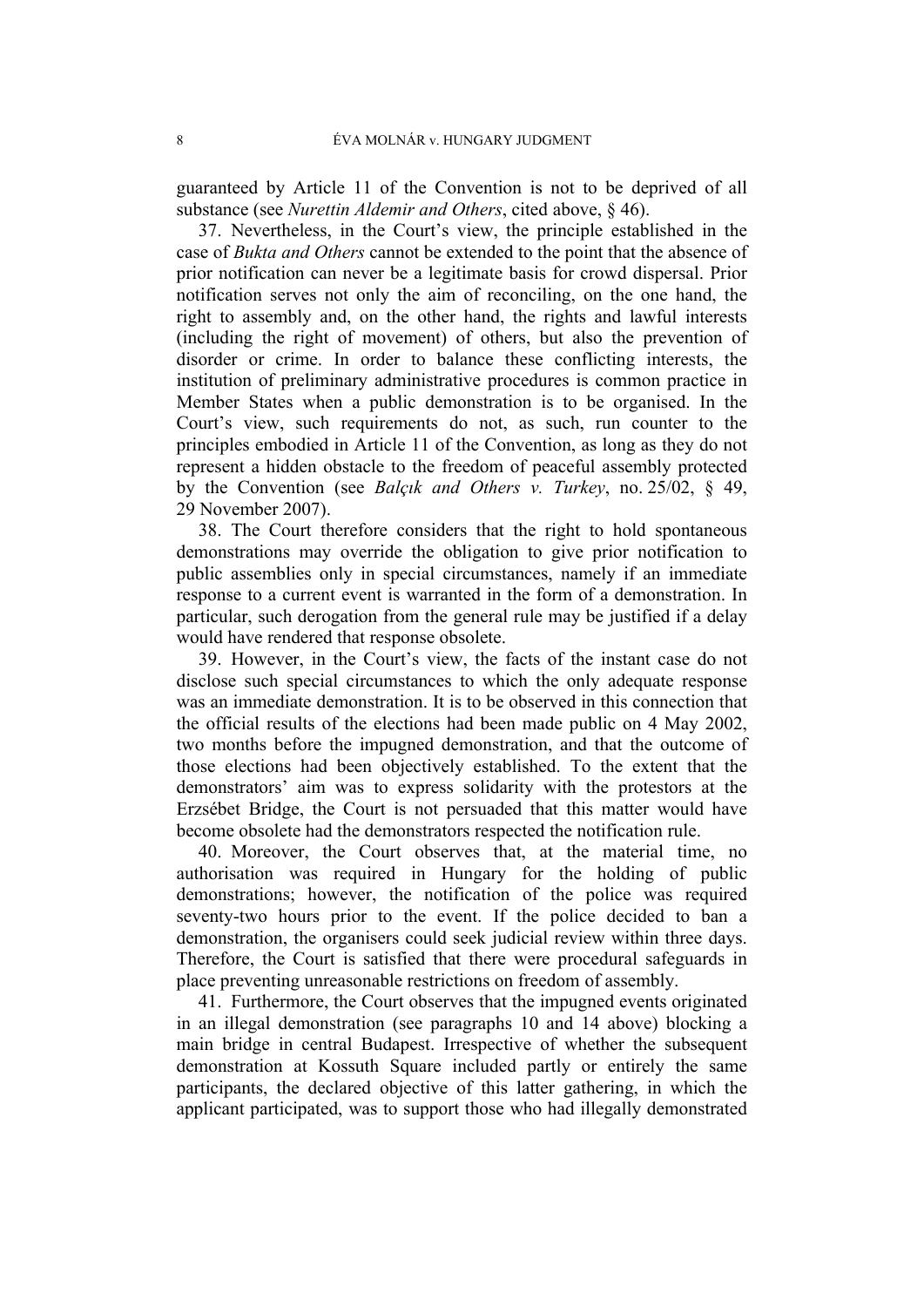guaranteed by Article 11 of the Convention is not to be deprived of all substance (see *Nurettin Aldemir and Others*, cited above, § 46).

37. Nevertheless, in the Court's view, the principle established in the case of *Bukta and Others* cannot be extended to the point that the absence of prior notification can never be a legitimate basis for crowd dispersal. Prior notification serves not only the aim of reconciling, on the one hand, the right to assembly and, on the other hand, the rights and lawful interests (including the right of movement) of others, but also the prevention of disorder or crime. In order to balance these conflicting interests, the institution of preliminary administrative procedures is common practice in Member States when a public demonstration is to be organised. In the Court's view, such requirements do not, as such, run counter to the principles embodied in Article 11 of the Convention, as long as they do not represent a hidden obstacle to the freedom of peaceful assembly protected by the Convention (see *Balçık and Others v. Turkey*, no. 25/02, § 49, 29 November 2007).

38. The Court therefore considers that the right to hold spontaneous demonstrations may override the obligation to give prior notification to public assemblies only in special circumstances, namely if an immediate response to a current event is warranted in the form of a demonstration. In particular, such derogation from the general rule may be justified if a delay would have rendered that response obsolete.

39. However, in the Court's view, the facts of the instant case do not disclose such special circumstances to which the only adequate response was an immediate demonstration. It is to be observed in this connection that the official results of the elections had been made public on 4 May 2002, two months before the impugned demonstration, and that the outcome of those elections had been objectively established. To the extent that the demonstrators' aim was to express solidarity with the protestors at the Erzsébet Bridge, the Court is not persuaded that this matter would have become obsolete had the demonstrators respected the notification rule.

40. Moreover, the Court observes that, at the material time, no authorisation was required in Hungary for the holding of public demonstrations; however, the notification of the police was required seventy-two hours prior to the event. If the police decided to ban a demonstration, the organisers could seek judicial review within three days. Therefore, the Court is satisfied that there were procedural safeguards in place preventing unreasonable restrictions on freedom of assembly.

41. Furthermore, the Court observes that the impugned events originated in an illegal demonstration (see paragraphs 10 and 14 above) blocking a main bridge in central Budapest. Irrespective of whether the subsequent demonstration at Kossuth Square included partly or entirely the same participants, the declared objective of this latter gathering, in which the applicant participated, was to support those who had illegally demonstrated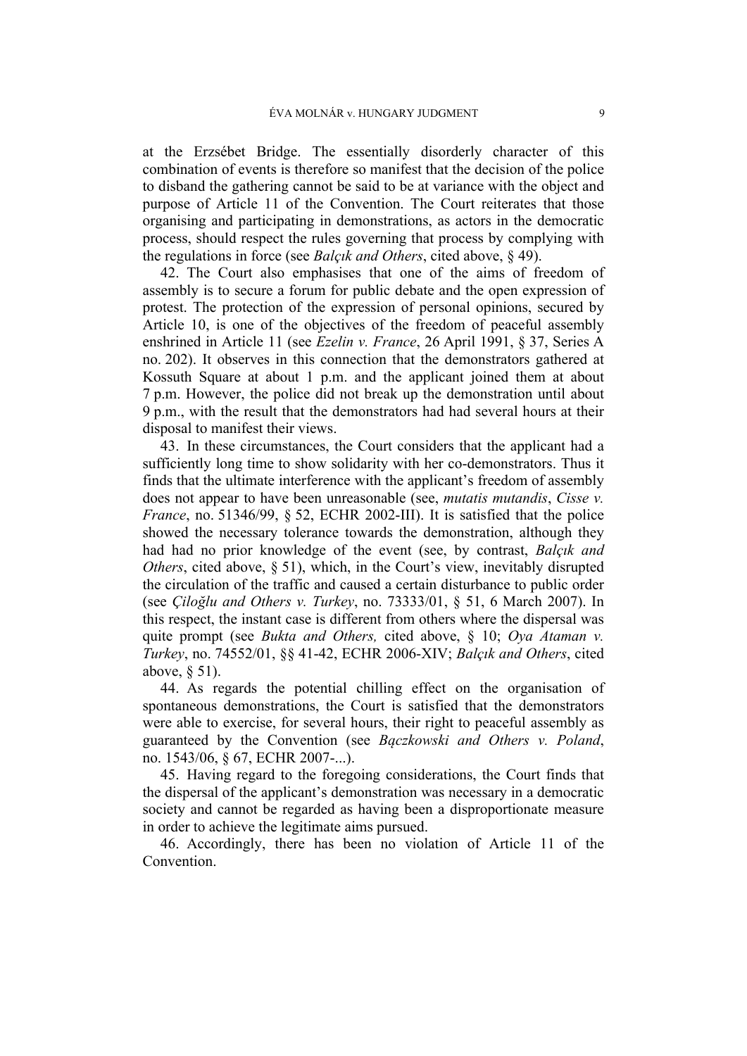at the Erzsébet Bridge. The essentially disorderly character of this combination of events is therefore so manifest that the decision of the police to disband the gathering cannot be said to be at variance with the object and purpose of Article 11 of the Convention. The Court reiterates that those organising and participating in demonstrations, as actors in the democratic process, should respect the rules governing that process by complying with the regulations in force (see *Balçık and Others*, cited above, § 49).

42. The Court also emphasises that one of the aims of freedom of assembly is to secure a forum for public debate and the open expression of protest. The protection of the expression of personal opinions, secured by Article 10, is one of the objectives of the freedom of peaceful assembly enshrined in Article 11 (see *Ezelin v. France*, 26 April 1991, § 37, Series A no. 202). It observes in this connection that the demonstrators gathered at Kossuth Square at about 1 p.m. and the applicant joined them at about 7 p.m. However, the police did not break up the demonstration until about 9 p.m., with the result that the demonstrators had had several hours at their disposal to manifest their views.

43. In these circumstances, the Court considers that the applicant had a sufficiently long time to show solidarity with her co-demonstrators. Thus it finds that the ultimate interference with the applicant's freedom of assembly does not appear to have been unreasonable (see, *mutatis mutandis*, *Cisse v. France*, no. 51346/99, § 52, ECHR 2002-III). It is satisfied that the police showed the necessary tolerance towards the demonstration, although they had had no prior knowledge of the event (see, by contrast, *Balçık and Others*, cited above, § 51), which, in the Court's view, inevitably disrupted the circulation of the traffic and caused a certain disturbance to public order (see *Çiloğlu and Others v. Turkey*, no. 73333/01, § 51, 6 March 2007). In this respect, the instant case is different from others where the dispersal was quite prompt (see *Bukta and Others,* cited above, § 10; *Oya Ataman v. Turkey*, no. 74552/01, §§ 41-42, ECHR 2006-XIV; *Balçık and Others*, cited above, § 51).

44. As regards the potential chilling effect on the organisation of spontaneous demonstrations, the Court is satisfied that the demonstrators were able to exercise, for several hours, their right to peaceful assembly as guaranteed by the Convention (see *Bączkowski and Others v. Poland*, no. 1543/06, § 67, ECHR 2007-...).

45. Having regard to the foregoing considerations, the Court finds that the dispersal of the applicant's demonstration was necessary in a democratic society and cannot be regarded as having been a disproportionate measure in order to achieve the legitimate aims pursued.

46. Accordingly, there has been no violation of Article 11 of the Convention.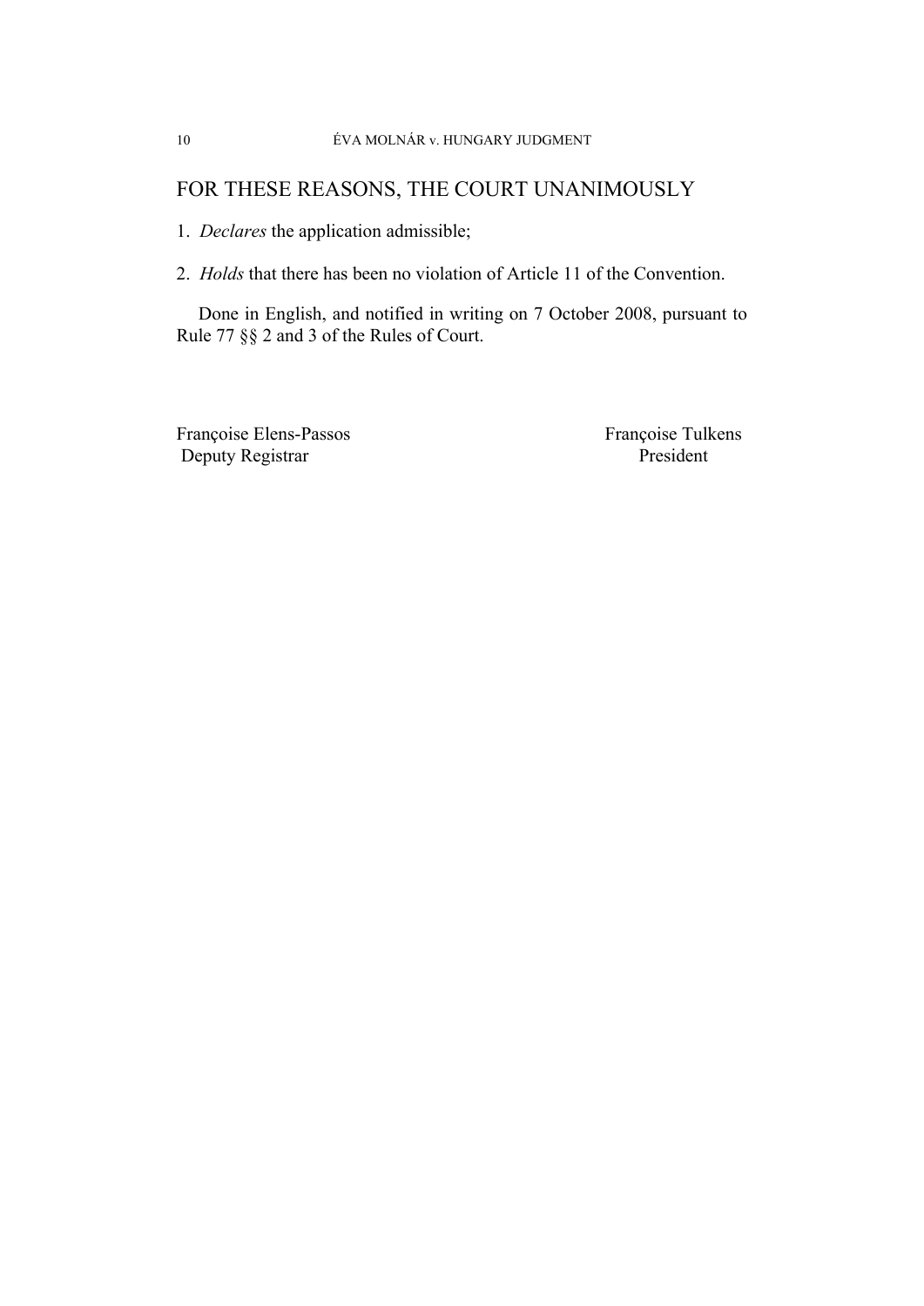## FOR THESE REASONS, THE COURT UNANIMOUSLY

1. *Declares* the application admissible;

2. *Holds* that there has been no violation of Article 11 of the Convention.

Done in English, and notified in writing on 7 October 2008, pursuant to Rule 77 §§ 2 and 3 of the Rules of Court.

Françoise Elens-Passos
Deputy Registrar

Françoise Tulkens
President